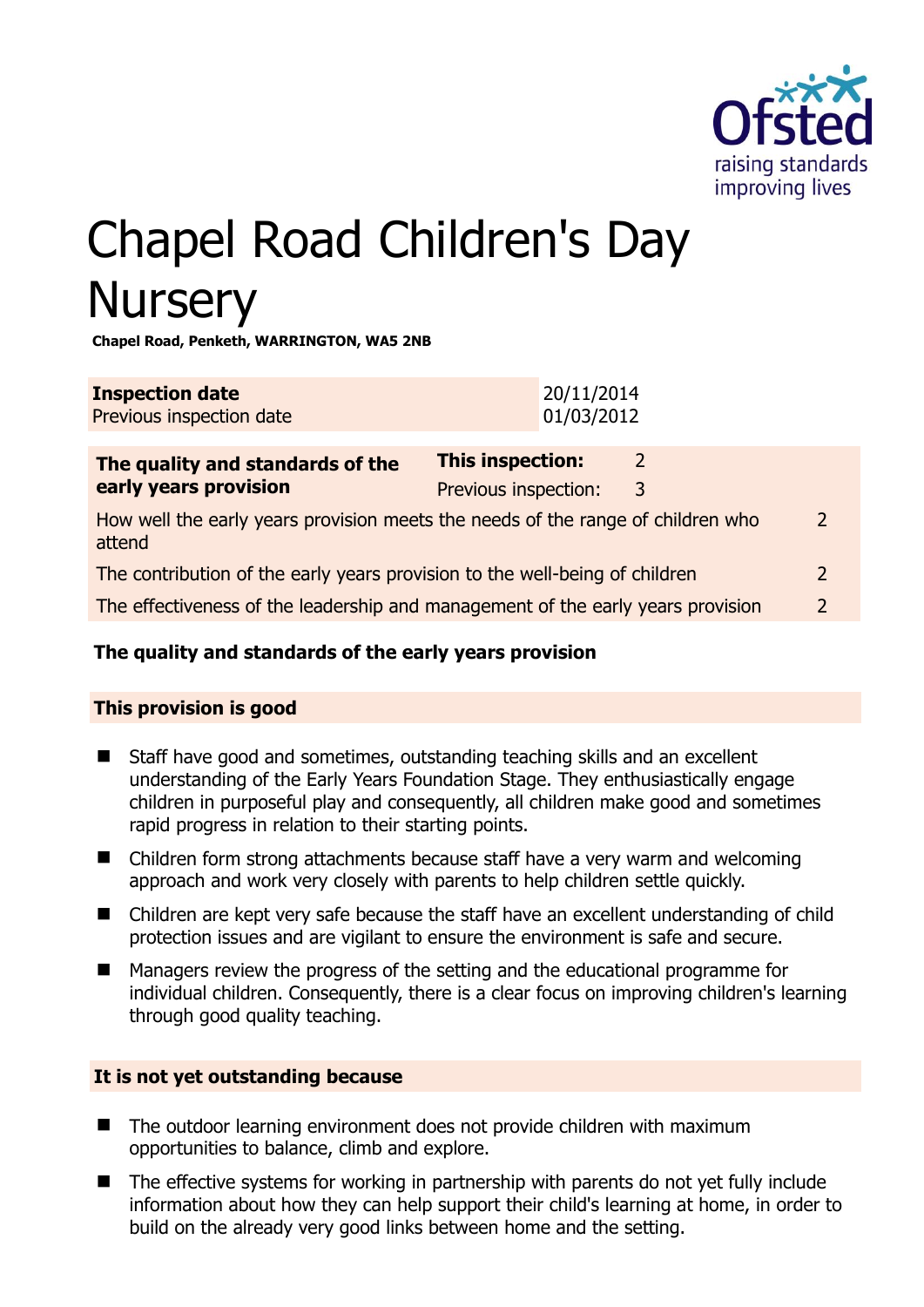# Chapel Road Children's Day Nursery

**Chapel Road, Penketh, WARRINGTON, WA5 2NB**

| **Inspection date** | 20/11/2014 |
|---|---|
| Previous inspection date | 01/03/2012 |

| **The quality and standards of the early years provision** | **This inspection:** | 2 |
|---|---|---|
| | Previous inspection: | 3 |
| How well the early years provision meets the needs of the range of children who attend | | 2 |
| The contribution of the early years provision to the well-being of children | | 2 |
| The effectiveness of the leadership and management of the early years provision | | 2 |

## The quality and standards of the early years provision

### This provision is good

- Staff have good and sometimes, outstanding teaching skills and an excellent understanding of the Early Years Foundation Stage. They enthusiastically engage children in purposeful play and consequently, all children make good and sometimes rapid progress in relation to their starting points.
- Children form strong attachments because staff have a very warm and welcoming approach and work very closely with parents to help children settle quickly.
- Children are kept very safe because the staff have an excellent understanding of child protection issues and are vigilant to ensure the environment is safe and secure.
- Managers review the progress of the setting and the educational programme for individual children. Consequently, there is a clear focus on improving children's learning through good quality teaching.

### It is not yet outstanding because

- The outdoor learning environment does not provide children with maximum opportunities to balance, climb and explore.
- The effective systems for working in partnership with parents do not yet fully include information about how they can help support their child's learning at home, in order to build on the already very good links between home and the setting.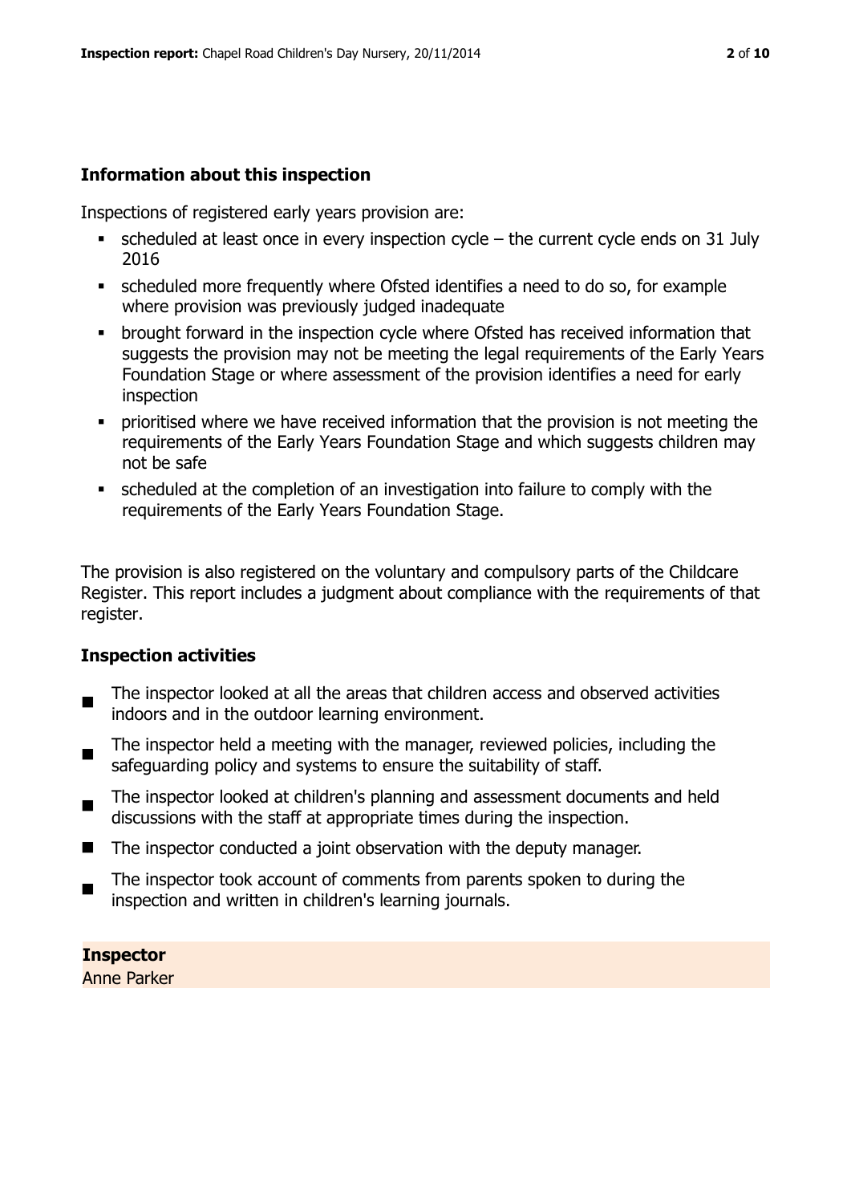## Information about this inspection

Inspections of registered early years provision are:

- scheduled at least once in every inspection cycle – the current cycle ends on 31 July 2016
- scheduled more frequently where Ofsted identifies a need to do so, for example where provision was previously judged inadequate
- brought forward in the inspection cycle where Ofsted has received information that suggests the provision may not be meeting the legal requirements of the Early Years Foundation Stage or where assessment of the provision identifies a need for early inspection
- prioritised where we have received information that the provision is not meeting the requirements of the Early Years Foundation Stage and which suggests children may not be safe
- scheduled at the completion of an investigation into failure to comply with the requirements of the Early Years Foundation Stage.

The provision is also registered on the voluntary and compulsory parts of the Childcare Register. This report includes a judgment about compliance with the requirements of that register.

## Inspection activities

- The inspector looked at all the areas that children access and observed activities indoors and in the outdoor learning environment.
- The inspector held a meeting with the manager, reviewed policies, including the safeguarding policy and systems to ensure the suitability of staff.
- The inspector looked at children's planning and assessment documents and held discussions with the staff at appropriate times during the inspection.
- The inspector conducted a joint observation with the deputy manager.
- The inspector took account of comments from parents spoken to during the inspection and written in children's learning journals.

**Inspector**
Anne Parker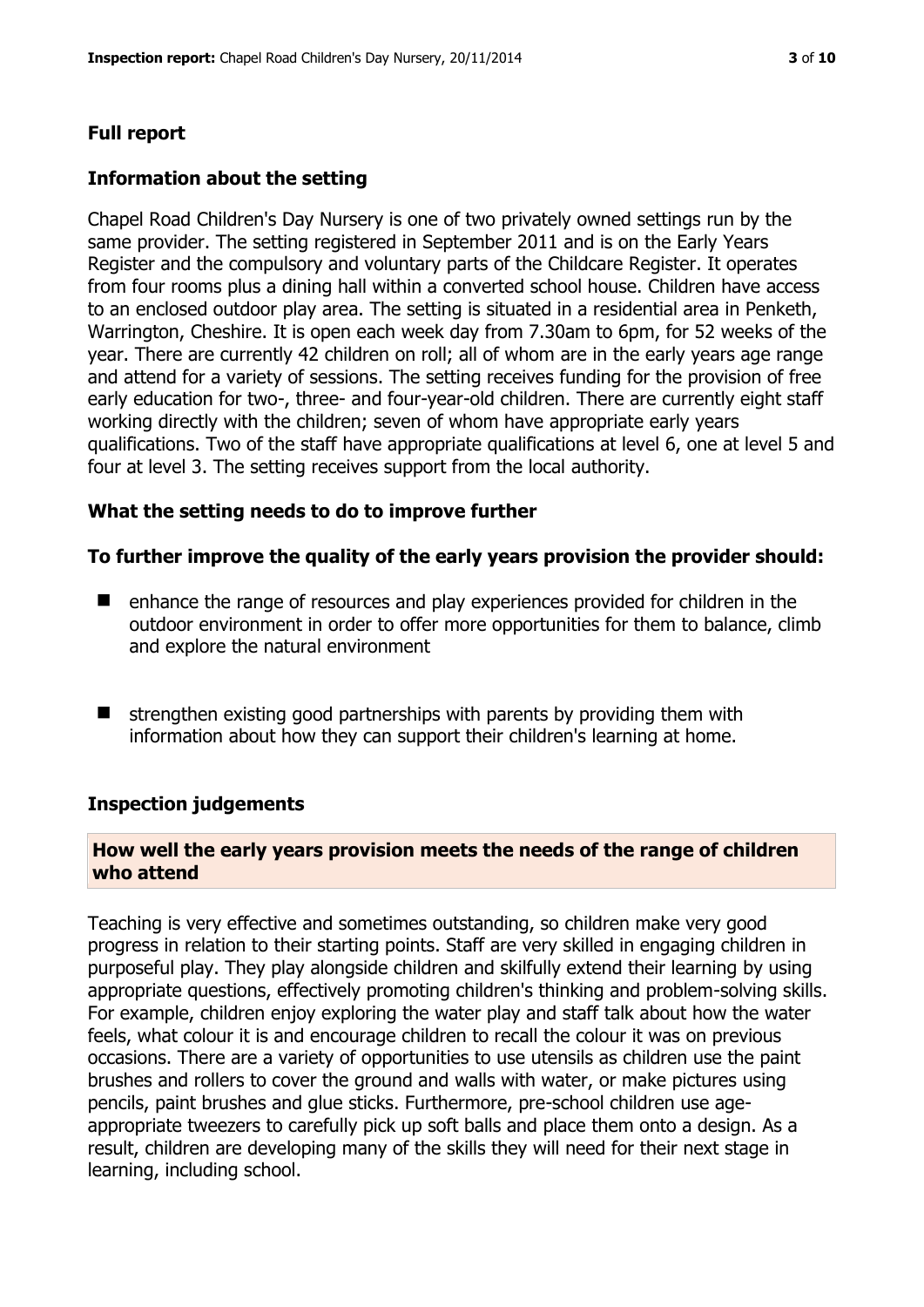## Full report

### Information about the setting

Chapel Road Children's Day Nursery is one of two privately owned settings run by the same provider. The setting registered in September 2011 and is on the Early Years Register and the compulsory and voluntary parts of the Childcare Register. It operates from four rooms plus a dining hall within a converted school house. Children have access to an enclosed outdoor play area. The setting is situated in a residential area in Penketh, Warrington, Cheshire. It is open each week day from 7.30am to 6pm, for 52 weeks of the year. There are currently 42 children on roll; all of whom are in the early years age range and attend for a variety of sessions. The setting receives funding for the provision of free early education for two-, three- and four-year-old children. There are currently eight staff working directly with the children; seven of whom have appropriate early years qualifications. Two of the staff have appropriate qualifications at level 6, one at level 5 and four at level 3. The setting receives support from the local authority.

### What the setting needs to do to improve further

**To further improve the quality of the early years provision the provider should:**

- enhance the range of resources and play experiences provided for children in the outdoor environment in order to offer more opportunities for them to balance, climb and explore the natural environment
- strengthen existing good partnerships with parents by providing them with information about how they can support their children's learning at home.

### Inspection judgements

**How well the early years provision meets the needs of the range of children who attend**

Teaching is very effective and sometimes outstanding, so children make very good progress in relation to their starting points. Staff are very skilled in engaging children in purposeful play. They play alongside children and skilfully extend their learning by using appropriate questions, effectively promoting children's thinking and problem-solving skills. For example, children enjoy exploring the water play and staff talk about how the water feels, what colour it is and encourage children to recall the colour it was on previous occasions. There are a variety of opportunities to use utensils as children use the paint brushes and rollers to cover the ground and walls with water, or make pictures using pencils, paint brushes and glue sticks. Furthermore, pre-school children use age-appropriate tweezers to carefully pick up soft balls and place them onto a design. As a result, children are developing many of the skills they will need for their next stage in learning, including school.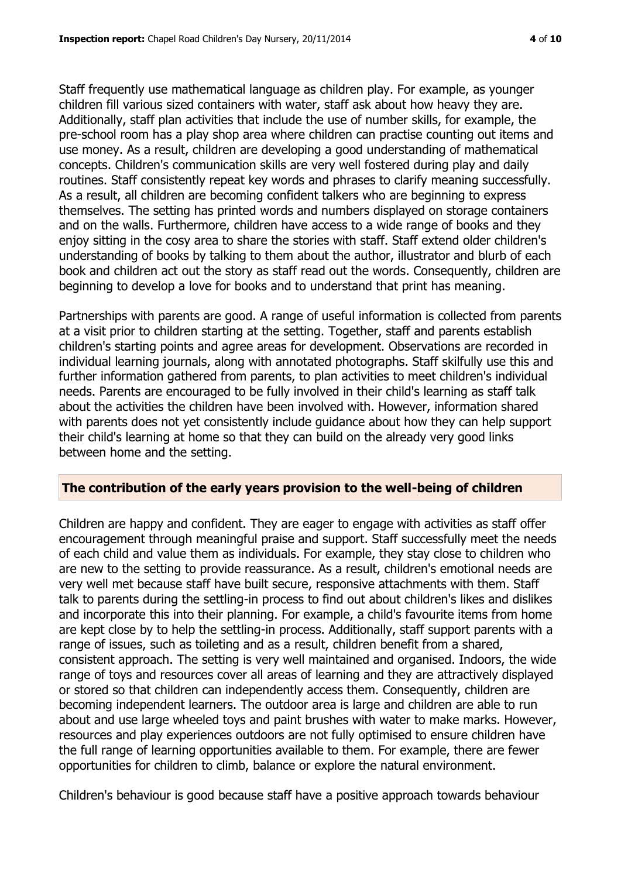Staff frequently use mathematical language as children play. For example, as younger children fill various sized containers with water, staff ask about how heavy they are. Additionally, staff plan activities that include the use of number skills, for example, the pre-school room has a play shop area where children can practise counting out items and use money. As a result, children are developing a good understanding of mathematical concepts. Children's communication skills are very well fostered during play and daily routines. Staff consistently repeat key words and phrases to clarify meaning successfully. As a result, all children are becoming confident talkers who are beginning to express themselves. The setting has printed words and numbers displayed on storage containers and on the walls. Furthermore, children have access to a wide range of books and they enjoy sitting in the cosy area to share the stories with staff. Staff extend older children's understanding of books by talking to them about the author, illustrator and blurb of each book and children act out the story as staff read out the words. Consequently, children are beginning to develop a love for books and to understand that print has meaning.

Partnerships with parents are good. A range of useful information is collected from parents at a visit prior to children starting at the setting. Together, staff and parents establish children's starting points and agree areas for development. Observations are recorded in individual learning journals, along with annotated photographs. Staff skilfully use this and further information gathered from parents, to plan activities to meet children's individual needs. Parents are encouraged to be fully involved in their child's learning as staff talk about the activities the children have been involved with. However, information shared with parents does not yet consistently include guidance about how they can help support their child's learning at home so that they can build on the already very good links between home and the setting.

## The contribution of the early years provision to the well-being of children

Children are happy and confident. They are eager to engage with activities as staff offer encouragement through meaningful praise and support. Staff successfully meet the needs of each child and value them as individuals. For example, they stay close to children who are new to the setting to provide reassurance. As a result, children's emotional needs are very well met because staff have built secure, responsive attachments with them. Staff talk to parents during the settling-in process to find out about children's likes and dislikes and incorporate this into their planning. For example, a child's favourite items from home are kept close by to help the settling-in process. Additionally, staff support parents with a range of issues, such as toileting and as a result, children benefit from a shared, consistent approach. The setting is very well maintained and organised. Indoors, the wide range of toys and resources cover all areas of learning and they are attractively displayed or stored so that children can independently access them. Consequently, children are becoming independent learners. The outdoor area is large and children are able to run about and use large wheeled toys and paint brushes with water to make marks. However, resources and play experiences outdoors are not fully optimised to ensure children have the full range of learning opportunities available to them. For example, there are fewer opportunities for children to climb, balance or explore the natural environment.

Children's behaviour is good because staff have a positive approach towards behaviour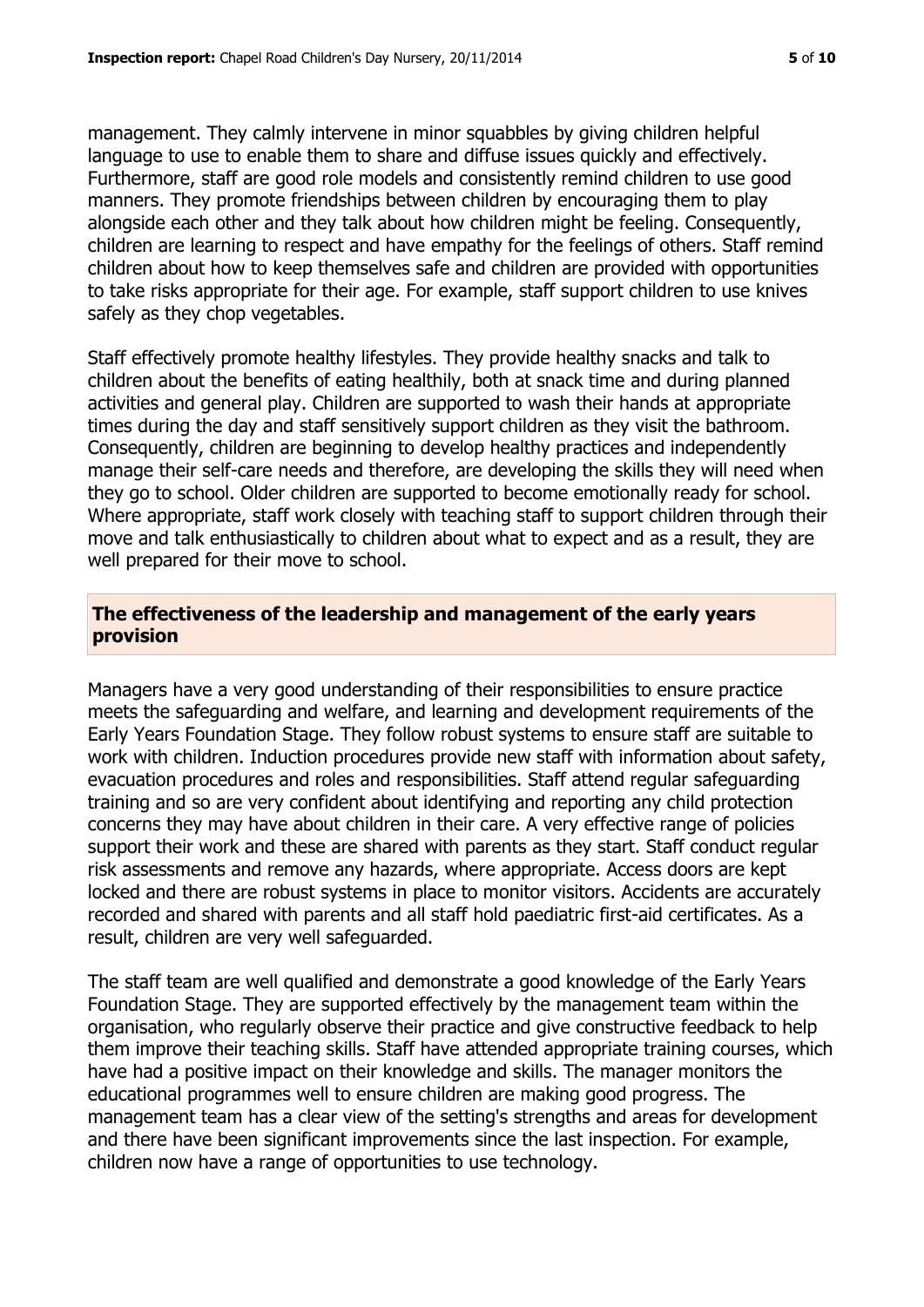management. They calmly intervene in minor squabbles by giving children helpful language to use to enable them to share and diffuse issues quickly and effectively. Furthermore, staff are good role models and consistently remind children to use good manners. They promote friendships between children by encouraging them to play alongside each other and they talk about how children might be feeling. Consequently, children are learning to respect and have empathy for the feelings of others. Staff remind children about how to keep themselves safe and children are provided with opportunities to take risks appropriate for their age. For example, staff support children to use knives safely as they chop vegetables.

Staff effectively promote healthy lifestyles. They provide healthy snacks and talk to children about the benefits of eating healthily, both at snack time and during planned activities and general play. Children are supported to wash their hands at appropriate times during the day and staff sensitively support children as they visit the bathroom. Consequently, children are beginning to develop healthy practices and independently manage their self-care needs and therefore, are developing the skills they will need when they go to school. Older children are supported to become emotionally ready for school. Where appropriate, staff work closely with teaching staff to support children through their move and talk enthusiastically to children about what to expect and as a result, they are well prepared for their move to school.

## The effectiveness of the leadership and management of the early years provision

Managers have a very good understanding of their responsibilities to ensure practice meets the safeguarding and welfare, and learning and development requirements of the Early Years Foundation Stage. They follow robust systems to ensure staff are suitable to work with children. Induction procedures provide new staff with information about safety, evacuation procedures and roles and responsibilities. Staff attend regular safeguarding training and so are very confident about identifying and reporting any child protection concerns they may have about children in their care. A very effective range of policies support their work and these are shared with parents as they start. Staff conduct regular risk assessments and remove any hazards, where appropriate. Access doors are kept locked and there are robust systems in place to monitor visitors. Accidents are accurately recorded and shared with parents and all staff hold paediatric first-aid certificates. As a result, children are very well safeguarded.

The staff team are well qualified and demonstrate a good knowledge of the Early Years Foundation Stage. They are supported effectively by the management team within the organisation, who regularly observe their practice and give constructive feedback to help them improve their teaching skills. Staff have attended appropriate training courses, which have had a positive impact on their knowledge and skills. The manager monitors the educational programmes well to ensure children are making good progress. The management team has a clear view of the setting's strengths and areas for development and there have been significant improvements since the last inspection. For example, children now have a range of opportunities to use technology.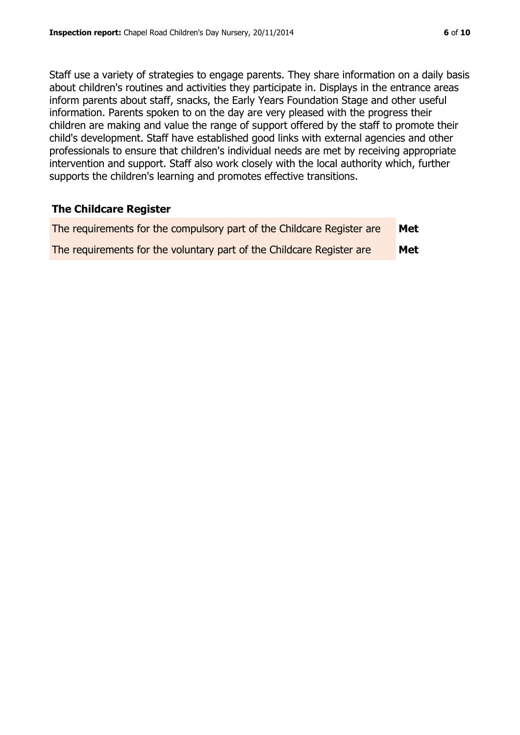Staff use a variety of strategies to engage parents. They share information on a daily basis about children's routines and activities they participate in. Displays in the entrance areas inform parents about staff, snacks, the Early Years Foundation Stage and other useful information. Parents spoken to on the day are very pleased with the progress their children are making and value the range of support offered by the staff to promote their child's development. Staff have established good links with external agencies and other professionals to ensure that children's individual needs are met by receiving appropriate intervention and support. Staff also work closely with the local authority which, further supports the children's learning and promotes effective transitions.

## The Childcare Register

| | |
|---|---|
| The requirements for the compulsory part of the Childcare Register are | **Met** |
| The requirements for the voluntary part of the Childcare Register are | **Met** |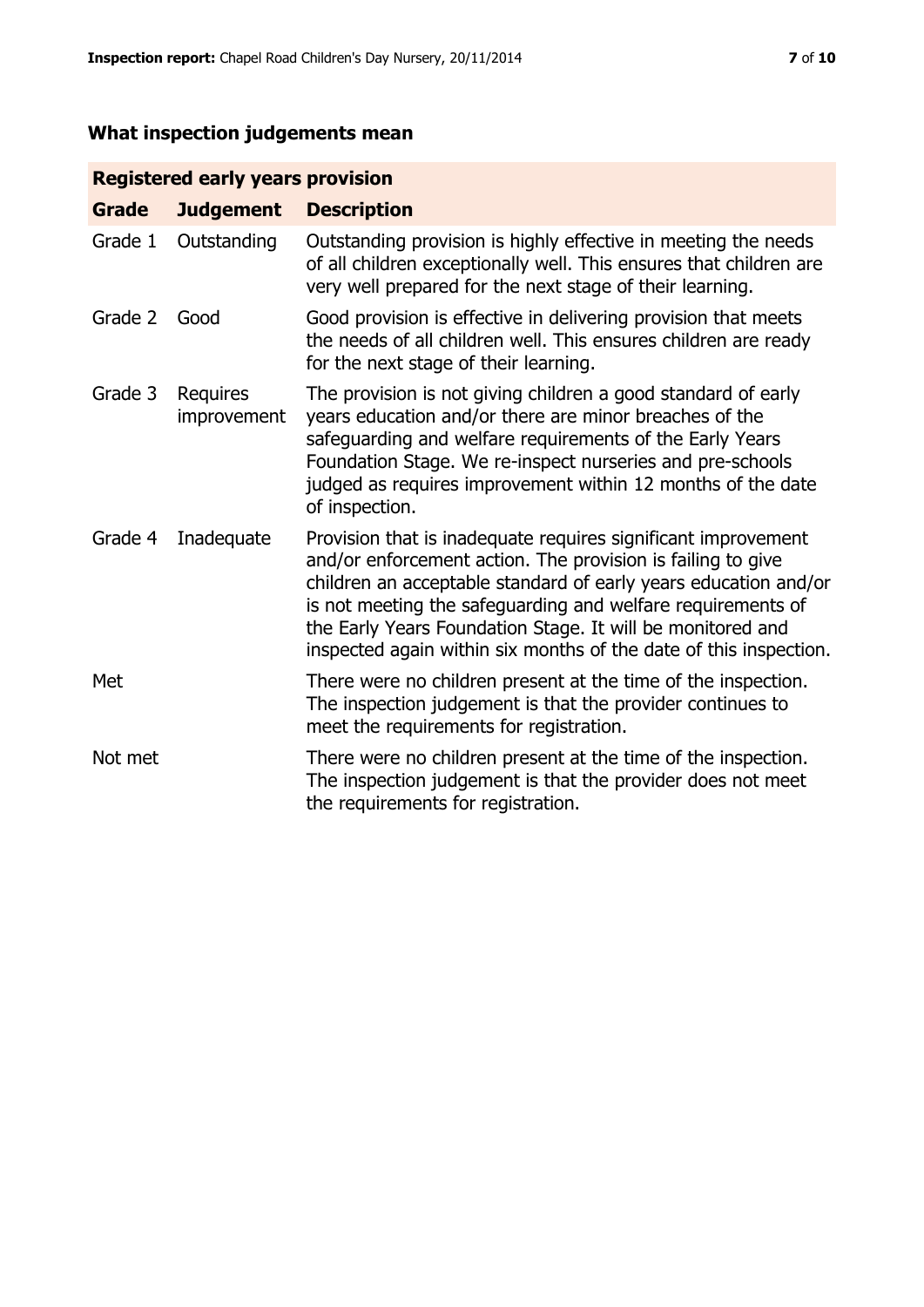## What inspection judgements mean

| Registered early years provision | | |
|---|---|---|
| **Grade** | **Judgement** | **Description** |
| Grade 1 | Outstanding | Outstanding provision is highly effective in meeting the needs of all children exceptionally well. This ensures that children are very well prepared for the next stage of their learning. |
| Grade 2 | Good | Good provision is effective in delivering provision that meets the needs of all children well. This ensures children are ready for the next stage of their learning. |
| Grade 3 | Requires improvement | The provision is not giving children a good standard of early years education and/or there are minor breaches of the safeguarding and welfare requirements of the Early Years Foundation Stage. We re-inspect nurseries and pre-schools judged as requires improvement within 12 months of the date of inspection. |
| Grade 4 | Inadequate | Provision that is inadequate requires significant improvement and/or enforcement action. The provision is failing to give children an acceptable standard of early years education and/or is not meeting the safeguarding and welfare requirements of the Early Years Foundation Stage. It will be monitored and inspected again within six months of the date of this inspection. |
| Met | | There were no children present at the time of the inspection. The inspection judgement is that the provider continues to meet the requirements for registration. |
| Not met | | There were no children present at the time of the inspection. The inspection judgement is that the provider does not meet the requirements for registration. |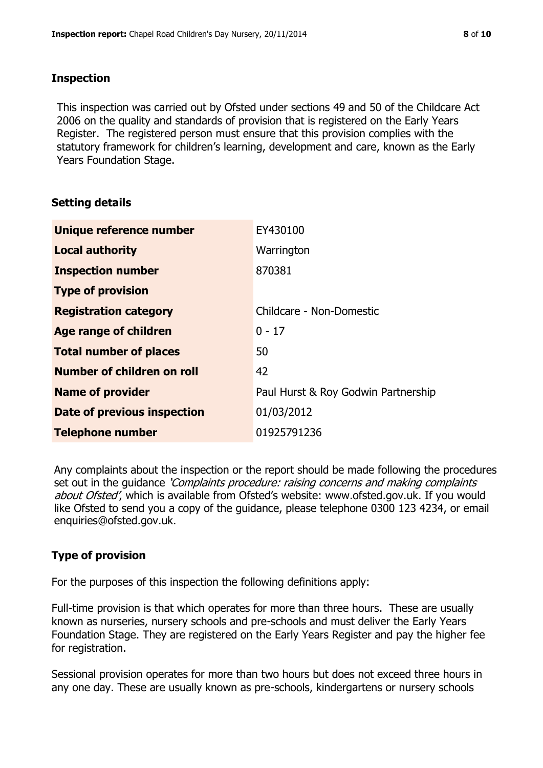## Inspection

This inspection was carried out by Ofsted under sections 49 and 50 of the Childcare Act 2006 on the quality and standards of provision that is registered on the Early Years Register. The registered person must ensure that this provision complies with the statutory framework for children's learning, development and care, known as the Early Years Foundation Stage.

## Setting details

| | |
|---|---|
| **Unique reference number** | EY430100 |
| **Local authority** | Warrington |
| **Inspection number** | 870381 |
| **Type of provision** | |
| **Registration category** | Childcare - Non-Domestic |
| **Age range of children** | 0 - 17 |
| **Total number of places** | 50 |
| **Number of children on roll** | 42 |
| **Name of provider** | Paul Hurst & Roy Godwin Partnership |
| **Date of previous inspection** | 01/03/2012 |
| **Telephone number** | 01925791236 |

Any complaints about the inspection or the report should be made following the procedures set out in the guidance *'Complaints procedure: raising concerns and making complaints about Ofsted'*, which is available from Ofsted's website: www.ofsted.gov.uk. If you would like Ofsted to send you a copy of the guidance, please telephone 0300 123 4234, or email enquiries@ofsted.gov.uk.

## Type of provision

For the purposes of this inspection the following definitions apply:

Full-time provision is that which operates for more than three hours. These are usually known as nurseries, nursery schools and pre-schools and must deliver the Early Years Foundation Stage. They are registered on the Early Years Register and pay the higher fee for registration.

Sessional provision operates for more than two hours but does not exceed three hours in any one day. These are usually known as pre-schools, kindergartens or nursery schools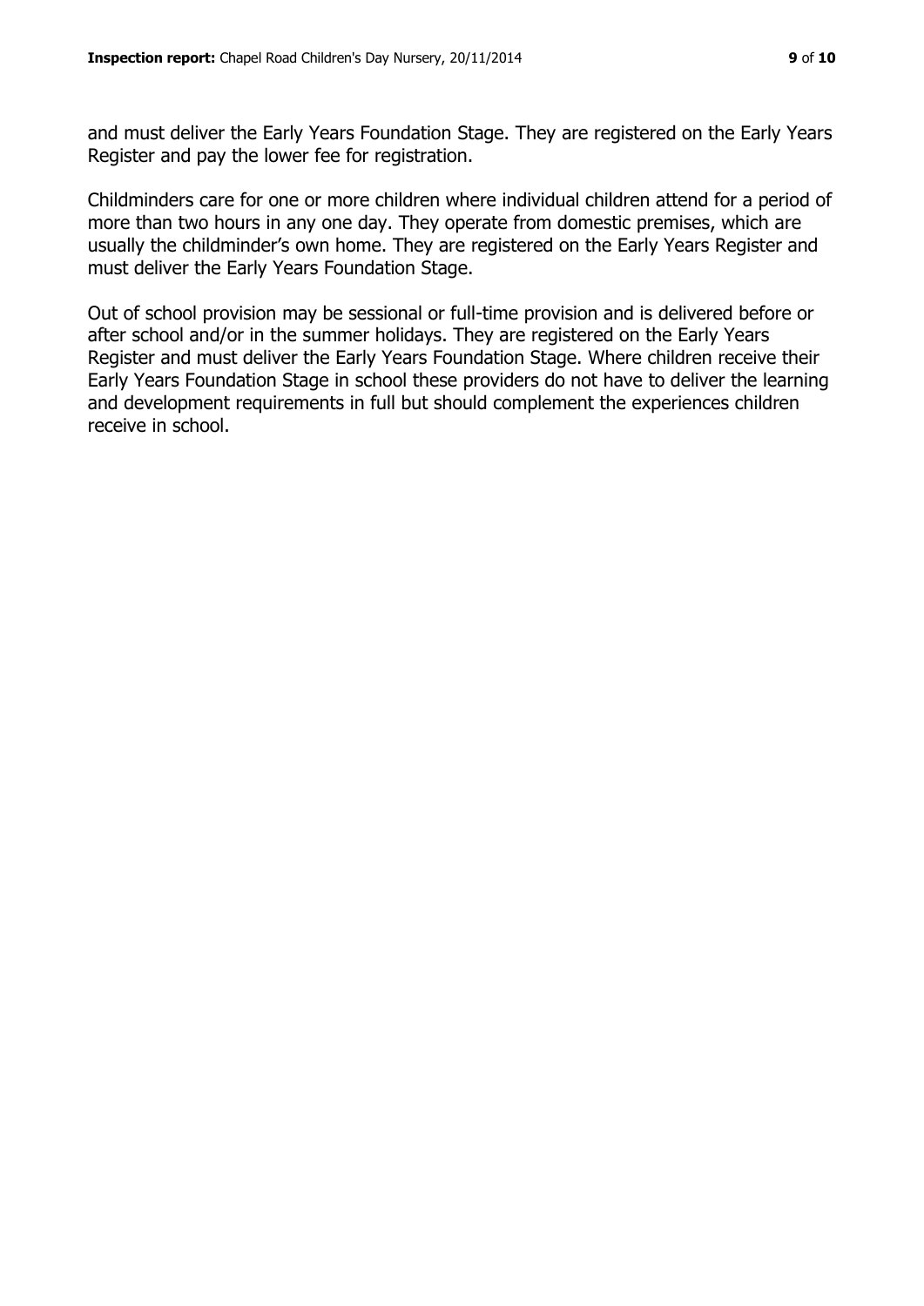and must deliver the Early Years Foundation Stage. They are registered on the Early Years Register and pay the lower fee for registration.

Childminders care for one or more children where individual children attend for a period of more than two hours in any one day. They operate from domestic premises, which are usually the childminder's own home. They are registered on the Early Years Register and must deliver the Early Years Foundation Stage.

Out of school provision may be sessional or full-time provision and is delivered before or after school and/or in the summer holidays. They are registered on the Early Years Register and must deliver the Early Years Foundation Stage. Where children receive their Early Years Foundation Stage in school these providers do not have to deliver the learning and development requirements in full but should complement the experiences children receive in school.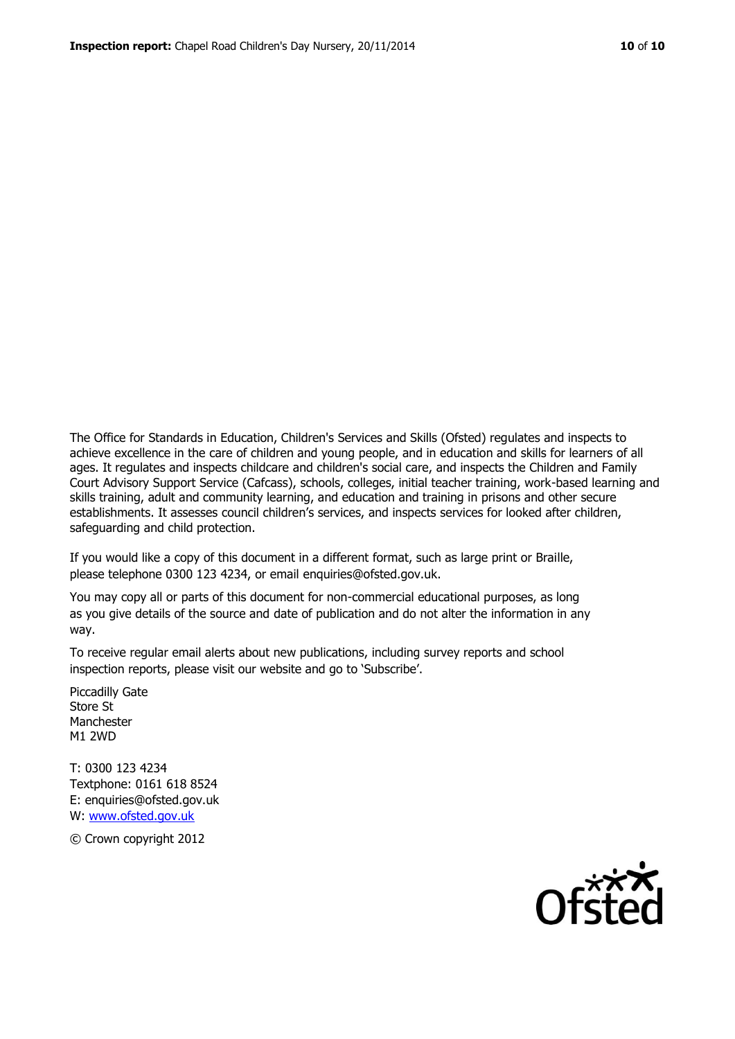The Office for Standards in Education, Children's Services and Skills (Ofsted) regulates and inspects to achieve excellence in the care of children and young people, and in education and skills for learners of all ages. It regulates and inspects childcare and children's social care, and inspects the Children and Family Court Advisory Support Service (Cafcass), schools, colleges, initial teacher training, work-based learning and skills training, adult and community learning, and education and training in prisons and other secure establishments. It assesses council children's services, and inspects services for looked after children, safeguarding and child protection.

If you would like a copy of this document in a different format, such as large print or Braille, please telephone 0300 123 4234, or email enquiries@ofsted.gov.uk.

You may copy all or parts of this document for non-commercial educational purposes, as long as you give details of the source and date of publication and do not alter the information in any way.

To receive regular email alerts about new publications, including survey reports and school inspection reports, please visit our website and go to 'Subscribe'.

Piccadilly Gate
Store St
Manchester
M1 2WD

T: 0300 123 4234
Textphone: 0161 618 8524
E: enquiries@ofsted.gov.uk
W: www.ofsted.gov.uk

© Crown copyright 2012